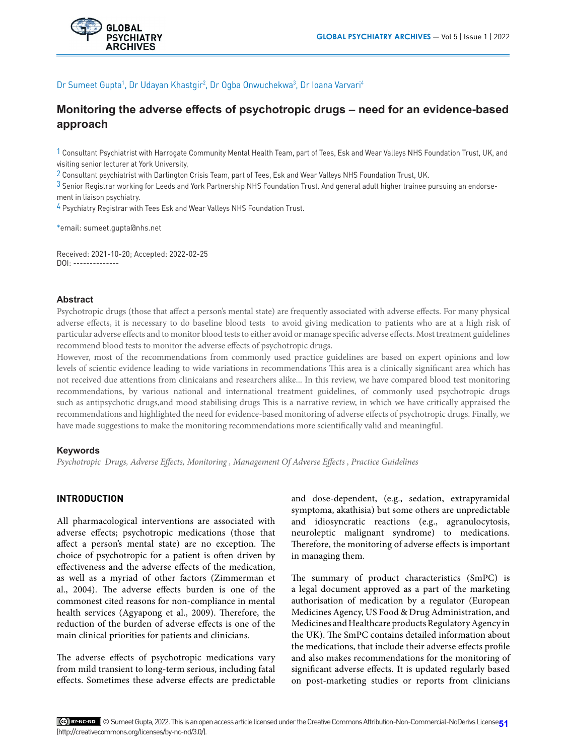Dr Sumeet Gupta[1], Dr Udayan Khastgir[2], Dr Ogba Onwuchekwa[3], Dr Ioana Varvari[4]

# Monitoring the adverse effects of psychotropic drugs – need for an evidence-based approach

[1] Consultant Psychiatrist with Harrogate Community Mental Health Team, part of Tees, Esk and Wear Valleys NHS Foundation Trust, UK, and visiting senior lecturer at York University,

[2] Consultant psychiatrist with Darlington Crisis Team, part of Tees, Esk and Wear Valleys NHS Foundation Trust, UK.

[3] Senior Registrar working for Leeds and York Partnership NHS Foundation Trust. And general adult higher trainee pursuing an endorsement in liaison psychiatry.

[4] Psychiatry Registrar with Tees Esk and Wear Valleys NHS Foundation Trust.

*email: sumeet.gupta@nhs.net

Received: 2021-10-20; Accepted: 2022-02-25
DOI: --------------

### Abstract

Psychotropic drugs (those that affect a person's mental state) are frequently associated with adverse effects. For many physical adverse effects, it is necessary to do baseline blood tests to avoid giving medication to patients who are at a high risk of particular adverse effects and to monitor blood tests to either avoid or manage specific adverse effects. Most treatment guidelines recommend blood tests to monitor the adverse effects of psychotropic drugs.

However, most of the recommendations from commonly used practice guidelines are based on expert opinions and low levels of scientic evidence leading to wide variations in recommendations This area is a clinically significant area which has not received due attentions from clinicaians and researchers alike... In this review, we have compared blood test monitoring recommendations, by various national and international treatment guidelines, of commonly used psychotropic drugs such as antipsychotic drugs,and mood stabilising drugs This is a narrative review, in which we have critically appraised the recommendations and highlighted the need for evidence-based monitoring of adverse effects of psychotropic drugs. Finally, we have made suggestions to make the monitoring recommendations more scientifically valid and meaningful.

### Keywords

*Psychotropic Drugs, Adverse Effects, Monitoring , Management Of Adverse Effects , Practice Guidelines*

## INTRODUCTION

All pharmacological interventions are associated with adverse effects; psychotropic medications (those that affect a person's mental state) are no exception. The choice of psychotropic for a patient is often driven by effectiveness and the adverse effects of the medication, as well as a myriad of other factors (Zimmerman et al., 2004). The adverse effects burden is one of the commonest cited reasons for non-compliance in mental health services (Agyapong et al., 2009). Therefore, the reduction of the burden of adverse effects is one of the main clinical priorities for patients and clinicians.

The adverse effects of psychotropic medications vary from mild transient to long-term serious, including fatal effects. Sometimes these adverse effects are predictable and dose-dependent, (e.g., sedation, extrapyramidal symptoma, akathisia) but some others are unpredictable and idiosyncratic reactions (e.g., agranulocytosis, neuroleptic malignant syndrome) to medications. Therefore, the monitoring of adverse effects is important in managing them.

The summary of product characteristics (SmPC) is a legal document approved as a part of the marketing authorisation of medication by a regulator (European Medicines Agency, US Food & Drug Administration, and Medicines and Healthcare products Regulatory Agency in the UK). The SmPC contains detailed information about the medications, that include their adverse effects profile and also makes recommendations for the monitoring of significant adverse effects. It is updated regularly based on post-marketing studies or reports from clinicians

© Sumeet Gupta, 2022. This is an open access article licensed under the Creative Commons Attribution-Non-Commercial-NoDerivs License (http://creativecommons.org/licenses/by-nc-nd/3.0/).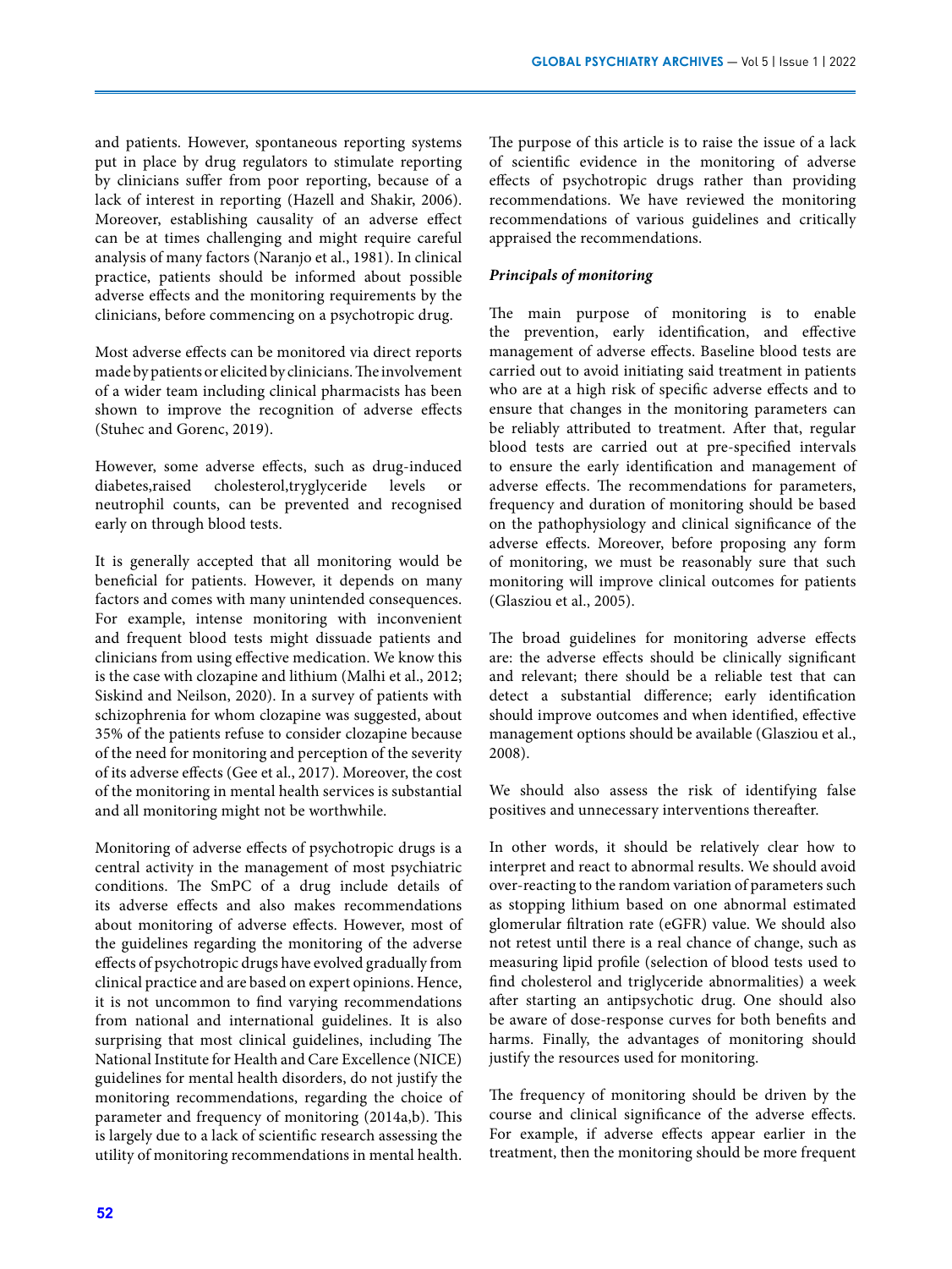and patients. However, spontaneous reporting systems put in place by drug regulators to stimulate reporting by clinicians suffer from poor reporting, because of a lack of interest in reporting (Hazell and Shakir, 2006). Moreover, establishing causality of an adverse effect can be at times challenging and might require careful analysis of many factors (Naranjo et al., 1981). In clinical practice, patients should be informed about possible adverse effects and the monitoring requirements by the clinicians, before commencing on a psychotropic drug.

Most adverse effects can be monitored via direct reports made by patients or elicited by clinicians. The involvement of a wider team including clinical pharmacists has been shown to improve the recognition of adverse effects (Stuhec and Gorenc, 2019).

However, some adverse effects, such as drug-induced diabetes,raised cholesterol,tryglyceride levels or neutrophil counts, can be prevented and recognised early on through blood tests.

It is generally accepted that all monitoring would be beneficial for patients. However, it depends on many factors and comes with many unintended consequences. For example, intense monitoring with inconvenient and frequent blood tests might dissuade patients and clinicians from using effective medication. We know this is the case with clozapine and lithium (Malhi et al., 2012; Siskind and Neilson, 2020). In a survey of patients with schizophrenia for whom clozapine was suggested, about 35% of the patients refuse to consider clozapine because of the need for monitoring and perception of the severity of its adverse effects (Gee et al., 2017). Moreover, the cost of the monitoring in mental health services is substantial and all monitoring might not be worthwhile.

Monitoring of adverse effects of psychotropic drugs is a central activity in the management of most psychiatric conditions. The SmPC of a drug include details of its adverse effects and also makes recommendations about monitoring of adverse effects. However, most of the guidelines regarding the monitoring of the adverse effects of psychotropic drugs have evolved gradually from clinical practice and are based on expert opinions. Hence, it is not uncommon to find varying recommendations from national and international guidelines. It is also surprising that most clinical guidelines, including The National Institute for Health and Care Excellence (NICE) guidelines for mental health disorders, do not justify the monitoring recommendations, regarding the choice of parameter and frequency of monitoring (2014a,b). This is largely due to a lack of scientific research assessing the utility of monitoring recommendations in mental health.

The purpose of this article is to raise the issue of a lack of scientific evidence in the monitoring of adverse effects of psychotropic drugs rather than providing recommendations. We have reviewed the monitoring recommendations of various guidelines and critically appraised the recommendations.

***Principals of monitoring***

The main purpose of monitoring is to enable the prevention, early identification, and effective management of adverse effects. Baseline blood tests are carried out to avoid initiating said treatment in patients who are at a high risk of specific adverse effects and to ensure that changes in the monitoring parameters can be reliably attributed to treatment. After that, regular blood tests are carried out at pre-specified intervals to ensure the early identification and management of adverse effects. The recommendations for parameters, frequency and duration of monitoring should be based on the pathophysiology and clinical significance of the adverse effects. Moreover, before proposing any form of monitoring, we must be reasonably sure that such monitoring will improve clinical outcomes for patients (Glasziou et al., 2005).

The broad guidelines for monitoring adverse effects are: the adverse effects should be clinically significant and relevant; there should be a reliable test that can detect a substantial difference; early identification should improve outcomes and when identified, effective management options should be available (Glasziou et al., 2008).

We should also assess the risk of identifying false positives and unnecessary interventions thereafter.

In other words, it should be relatively clear how to interpret and react to abnormal results. We should avoid over-reacting to the random variation of parameters such as stopping lithium based on one abnormal estimated glomerular filtration rate (eGFR) value. We should also not retest until there is a real chance of change, such as measuring lipid profile (selection of blood tests used to find cholesterol and triglyceride abnormalities) a week after starting an antipsychotic drug. One should also be aware of dose-response curves for both benefits and harms. Finally, the advantages of monitoring should justify the resources used for monitoring.

The frequency of monitoring should be driven by the course and clinical significance of the adverse effects. For example, if adverse effects appear earlier in the treatment, then the monitoring should be more frequent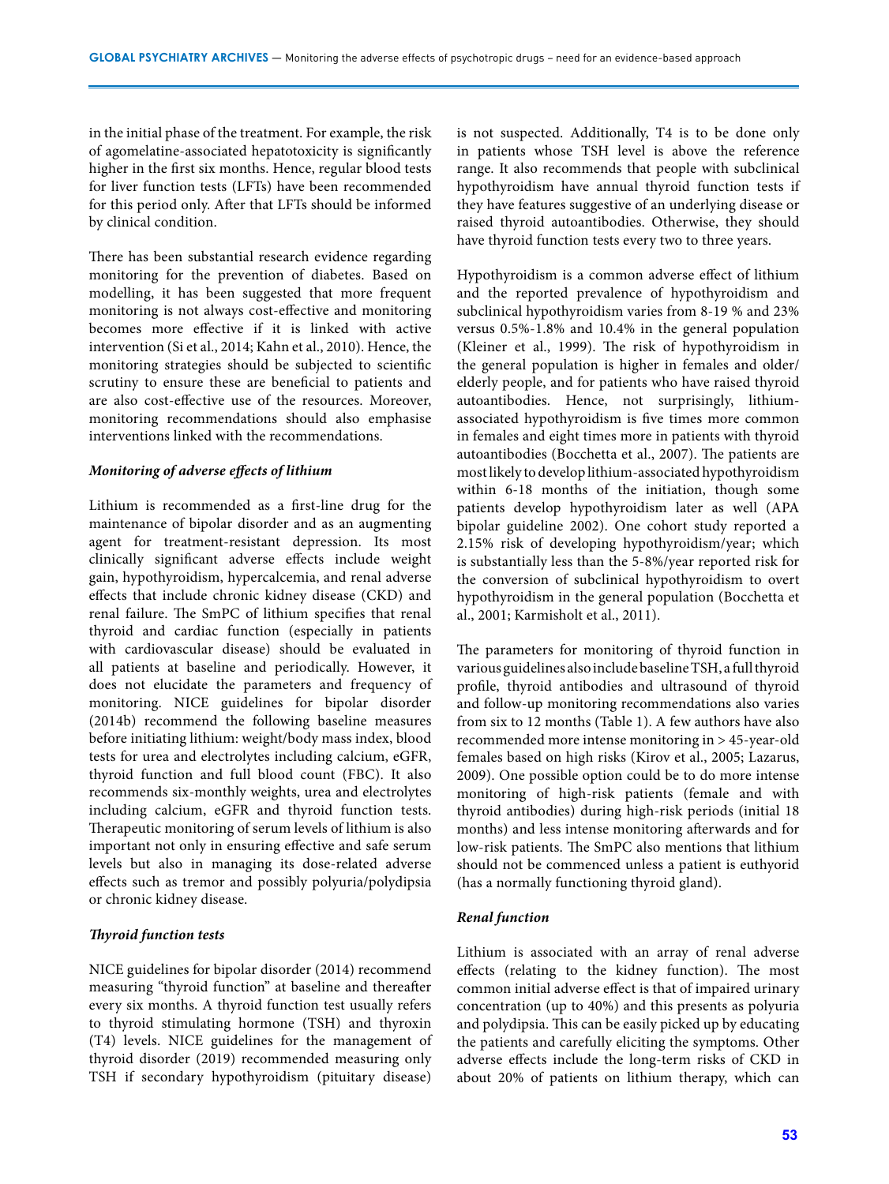in the initial phase of the treatment. For example, the risk of agomelatine-associated hepatotoxicity is significantly higher in the first six months. Hence, regular blood tests for liver function tests (LFTs) have been recommended for this period only. After that LFTs should be informed by clinical condition.

There has been substantial research evidence regarding monitoring for the prevention of diabetes. Based on modelling, it has been suggested that more frequent monitoring is not always cost-effective and monitoring becomes more effective if it is linked with active intervention (Si et al., 2014; Kahn et al., 2010). Hence, the monitoring strategies should be subjected to scientific scrutiny to ensure these are beneficial to patients and are also cost-effective use of the resources. Moreover, monitoring recommendations should also emphasise interventions linked with the recommendations.

### *Monitoring of adverse effects of lithium*

Lithium is recommended as a first-line drug for the maintenance of bipolar disorder and as an augmenting agent for treatment-resistant depression. Its most clinically significant adverse effects include weight gain, hypothyroidism, hypercalcemia, and renal adverse effects that include chronic kidney disease (CKD) and renal failure. The SmPC of lithium specifies that renal thyroid and cardiac function (especially in patients with cardiovascular disease) should be evaluated in all patients at baseline and periodically. However, it does not elucidate the parameters and frequency of monitoring. NICE guidelines for bipolar disorder (2014b) recommend the following baseline measures before initiating lithium: weight/body mass index, blood tests for urea and electrolytes including calcium, eGFR, thyroid function and full blood count (FBC). It also recommends six-monthly weights, urea and electrolytes including calcium, eGFR and thyroid function tests. Therapeutic monitoring of serum levels of lithium is also important not only in ensuring effective and safe serum levels but also in managing its dose-related adverse effects such as tremor and possibly polyuria/polydipsia or chronic kidney disease.

### *Thyroid function tests*

NICE guidelines for bipolar disorder (2014) recommend measuring "thyroid function" at baseline and thereafter every six months. A thyroid function test usually refers to thyroid stimulating hormone (TSH) and thyroxin (T4) levels. NICE guidelines for the management of thyroid disorder (2019) recommended measuring only TSH if secondary hypothyroidism (pituitary disease) is not suspected. Additionally, T4 is to be done only in patients whose TSH level is above the reference range. It also recommends that people with subclinical hypothyroidism have annual thyroid function tests if they have features suggestive of an underlying disease or raised thyroid autoantibodies. Otherwise, they should have thyroid function tests every two to three years.

Hypothyroidism is a common adverse effect of lithium and the reported prevalence of hypothyroidism and subclinical hypothyroidism varies from 8-19 % and 23% versus 0.5%-1.8% and 10.4% in the general population (Kleiner et al., 1999). The risk of hypothyroidism in the general population is higher in females and older/elderly people, and for patients who have raised thyroid autoantibodies. Hence, not surprisingly, lithium-associated hypothyroidism is five times more common in females and eight times more in patients with thyroid autoantibodies (Bocchetta et al., 2007). The patients are most likely to develop lithium-associated hypothyroidism within 6-18 months of the initiation, though some patients develop hypothyroidism later as well (APA bipolar guideline 2002). One cohort study reported a 2.15% risk of developing hypothyroidism/year; which is substantially less than the 5-8%/year reported risk for the conversion of subclinical hypothyroidism to overt hypothyroidism in the general population (Bocchetta et al., 2001; Karmisholt et al., 2011).

The parameters for monitoring of thyroid function in various guidelines also include baseline TSH, a full thyroid profile, thyroid antibodies and ultrasound of thyroid and follow-up monitoring recommendations also varies from six to 12 months (Table 1). A few authors have also recommended more intense monitoring in > 45-year-old females based on high risks (Kirov et al., 2005; Lazarus, 2009). One possible option could be to do more intense monitoring of high-risk patients (female and with thyroid antibodies) during high-risk periods (initial 18 months) and less intense monitoring afterwards and for low-risk patients. The SmPC also mentions that lithium should not be commenced unless a patient is euthyorid (has a normally functioning thyroid gland).

### *Renal function*

Lithium is associated with an array of renal adverse effects (relating to the kidney function). The most common initial adverse effect is that of impaired urinary concentration (up to 40%) and this presents as polyuria and polydipsia. This can be easily picked up by educating the patients and carefully eliciting the symptoms. Other adverse effects include the long-term risks of CKD in about 20% of patients on lithium therapy, which can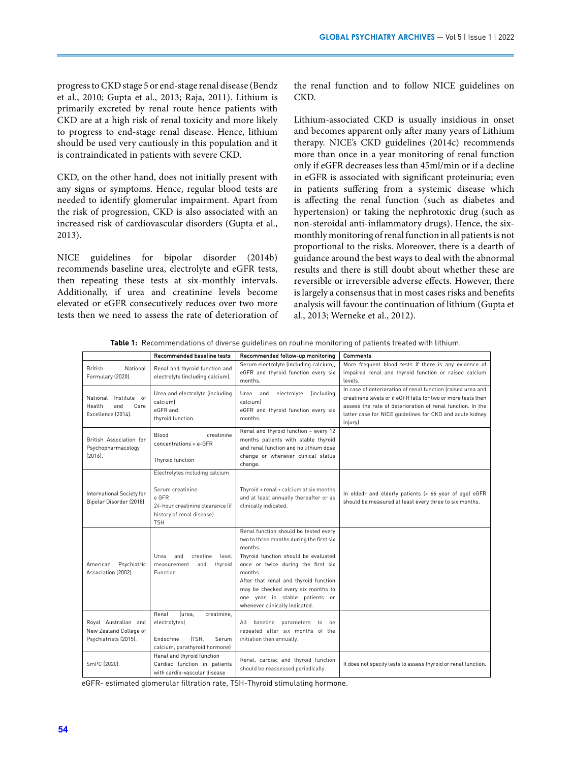progress to CKD stage 5 or end-stage renal disease (Bendz et al., 2010; Gupta et al., 2013; Raja, 2011). Lithium is primarily excreted by renal route hence patients with CKD are at a high risk of renal toxicity and more likely to progress to end-stage renal disease. Hence, lithium should be used very cautiously in this population and it is contraindicated in patients with severe CKD.

CKD, on the other hand, does not initially present with any signs or symptoms. Hence, regular blood tests are needed to identify glomerular impairment. Apart from the risk of progression, CKD is also associated with an increased risk of cardiovascular disorders (Gupta et al., 2013).

NICE guidelines for bipolar disorder (2014b) recommends baseline urea, electrolyte and eGFR tests, then repeating these tests at six-monthly intervals. Additionally, if urea and creatinine levels become elevated or eGFR consecutively reduces over two more tests then we need to assess the rate of deterioration of the renal function and to follow NICE guidelines on CKD.

Lithium-associated CKD is usually insidious in onset and becomes apparent only after many years of Lithium therapy. NICE's CKD guidelines (2014c) recommends more than once in a year monitoring of renal function only if eGFR decreases less than 45ml/min or if a decline in eGFR is associated with significant proteinuria; even in patients suffering from a systemic disease which is affecting the renal function (such as diabetes and hypertension) or taking the nephrotoxic drug (such as non-steroidal anti-inflammatory drugs). Hence, the six-monthly monitoring of renal function in all patients is not proportional to the risks. Moreover, there is a dearth of guidance around the best ways to deal with the abnormal results and there is still doubt about whether these are reversible or irreversible adverse effects. However, there is largely a consensus that in most cases risks and benefits analysis will favour the continuation of lithium (Gupta et al., 2013; Werneke et al., 2012).

**Table 1:** Recommendations of diverse guidelines on routine monitoring of patients treated with lithium.

| | Recommended baseline tests | Recommended follow-up monitoring | Comments |
|---|---|---|---|
| British National Formulary (2020). | Renal and thyroid function and electrolyte (including calcium). | Serum electrolyte (including calcium), eGFR and thyroid function every six months. | More frequent blood tests if there is any evidence of impaired renal and thyroid function or raised calcium levels. |
| National Institute of Health and Care Excellence (2014). | Urea and electrolyte (including calcium) eGFR and thyroid function. | Urea and electrolyte (including calcium) eGFR and thyroid function every six months. | In case of deterioration of renal function (raised urea and creatinine levels or if eGFR falls for two or more tests then assess the rate of deterioration of renal function. In the latter case for NICE guidelines for CKD and acute kidney injury). |
| British Association for Psychopharmacology (2016). | Blood creatinine concentrations + e-GFR<br>Thyroid function | Renal and thyroid function – every 12 months patients with stable thyroid and renal function and no lithium dose change or whenever clinical status change. | |
| International Society for Bipolar Disorder (2018). | Electrolytes including calcium<br>Serum creatinine<br>e GFR<br>24-hour creatinine clearance (if history of renal disease)<br>TSH | Thyroid + renal + calcium at six months and at least annually thereafter or as clinically indicated. | In oldedr and elderly patients (> 66 year of age) eGFR should be measured at least every three to six months. |
| American Psychiatric Association (2002). | Urea and creatine level measurement and thyroid Function | Renal function should be tested every two to three months during the first six months.<br>Thyroid function should be evaluated once or twice during the first six months.<br>After that renal and thyroid function may be checked every six months to one year in stable patients or whenever clinically indicated. | |
| Royal Australian and New Zealand College of Psychiatrists (2015). | Renal (urea, creatinine, electrolytes)<br>Endocrine (TSH, Serum calcium, parathyroid hormone) | All baseline parameters to be repeated after six months of the initiation then annually. | |
| SmPC (2020). | Renal and thyroid function Cardiac function in patients with cardio-vascular disease | Renal, cardiac and thyroid function should be reassessed periodically. | It does not specify tests to assess thyroid or renal function. |

eGFR- estimated glomerular filtration rate, TSH-Thyroid stimulating hormone.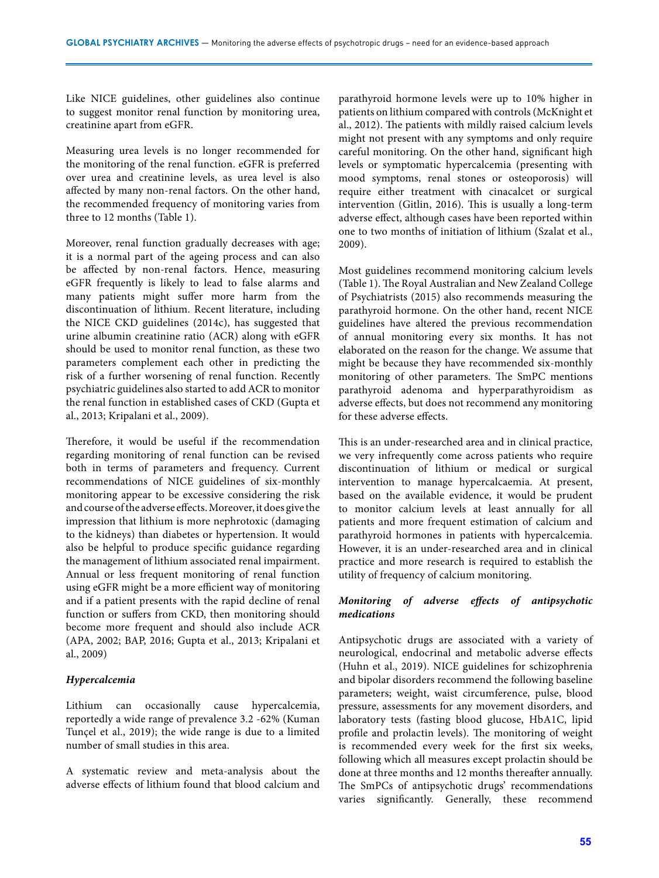Like NICE guidelines, other guidelines also continue to suggest monitor renal function by monitoring urea, creatinine apart from eGFR.

Measuring urea levels is no longer recommended for the monitoring of the renal function. eGFR is preferred over urea and creatinine levels, as urea level is also affected by many non-renal factors. On the other hand, the recommended frequency of monitoring varies from three to 12 months (Table 1).

Moreover, renal function gradually decreases with age; it is a normal part of the ageing process and can also be affected by non-renal factors. Hence, measuring eGFR frequently is likely to lead to false alarms and many patients might suffer more harm from the discontinuation of lithium. Recent literature, including the NICE CKD guidelines (2014c), has suggested that urine albumin creatinine ratio (ACR) along with eGFR should be used to monitor renal function, as these two parameters complement each other in predicting the risk of a further worsening of renal function. Recently psychiatric guidelines also started to add ACR to monitor the renal function in established cases of CKD (Gupta et al., 2013; Kripalani et al., 2009).

Therefore, it would be useful if the recommendation regarding monitoring of renal function can be revised both in terms of parameters and frequency. Current recommendations of NICE guidelines of six-monthly monitoring appear to be excessive considering the risk and course of the adverse effects. Moreover, it does give the impression that lithium is more nephrotoxic (damaging to the kidneys) than diabetes or hypertension. It would also be helpful to produce specific guidance regarding the management of lithium associated renal impairment. Annual or less frequent monitoring of renal function using eGFR might be a more efficient way of monitoring and if a patient presents with the rapid decline of renal function or suffers from CKD, then monitoring should become more frequent and should also include ACR (APA, 2002; BAP, 2016; Gupta et al., 2013; Kripalani et al., 2009)

### *Hypercalcemia*

Lithium can occasionally cause hypercalcemia, reportedly a wide range of prevalence 3.2 -62% (Kuman Tunçel et al., 2019); the wide range is due to a limited number of small studies in this area.

A systematic review and meta-analysis about the adverse effects of lithium found that blood calcium and parathyroid hormone levels were up to 10% higher in patients on lithium compared with controls (McKnight et al., 2012). The patients with mildly raised calcium levels might not present with any symptoms and only require careful monitoring. On the other hand, significant high levels or symptomatic hypercalcemia (presenting with mood symptoms, renal stones or osteoporosis) will require either treatment with cinacalcet or surgical intervention (Gitlin, 2016). This is usually a long-term adverse effect, although cases have been reported within one to two months of initiation of lithium (Szalat et al., 2009).

Most guidelines recommend monitoring calcium levels (Table 1). The Royal Australian and New Zealand College of Psychiatrists (2015) also recommends measuring the parathyroid hormone. On the other hand, recent NICE guidelines have altered the previous recommendation of annual monitoring every six months. It has not elaborated on the reason for the change. We assume that might be because they have recommended six-monthly monitoring of other parameters. The SmPC mentions parathyroid adenoma and hyperparathyroidism as adverse effects, but does not recommend any monitoring for these adverse effects.

This is an under-researched area and in clinical practice, we very infrequently come across patients who require discontinuation of lithium or medical or surgical intervention to manage hypercalcaemia. At present, based on the available evidence, it would be prudent to monitor calcium levels at least annually for all patients and more frequent estimation of calcium and parathyroid hormones in patients with hypercalcemia. However, it is an under-researched area and in clinical practice and more research is required to establish the utility of frequency of calcium monitoring.

### *Monitoring of adverse effects of antipsychotic medications*

Antipsychotic drugs are associated with a variety of neurological, endocrinal and metabolic adverse effects (Huhn et al., 2019). NICE guidelines for schizophrenia and bipolar disorders recommend the following baseline parameters; weight, waist circumference, pulse, blood pressure, assessments for any movement disorders, and laboratory tests (fasting blood glucose, HbA1C, lipid profile and prolactin levels). The monitoring of weight is recommended every week for the first six weeks, following which all measures except prolactin should be done at three months and 12 months thereafter annually. The SmPCs of antipsychotic drugs' recommendations varies significantly. Generally, these recommend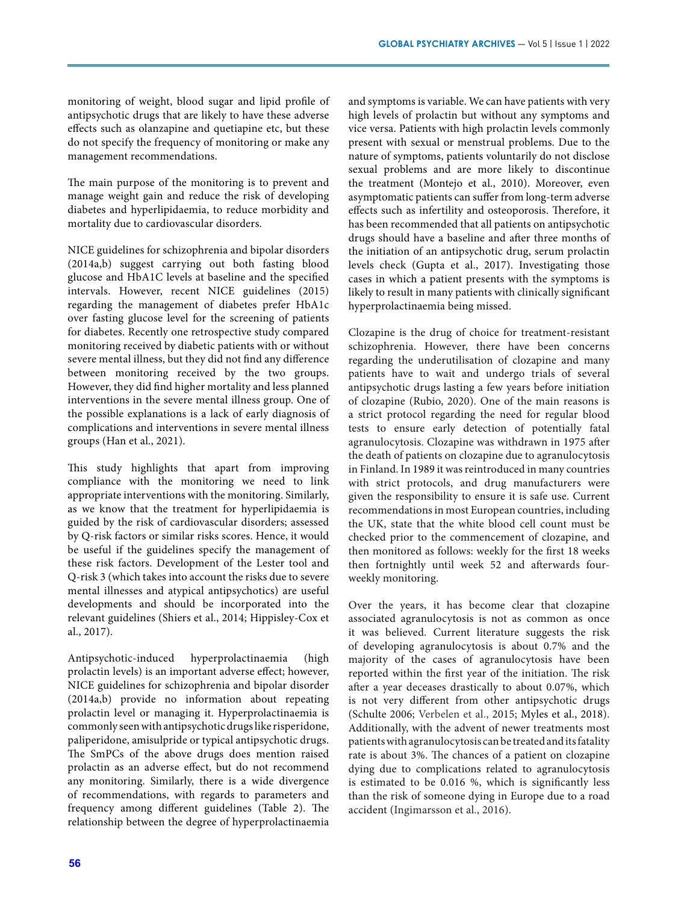monitoring of weight, blood sugar and lipid profile of antipsychotic drugs that are likely to have these adverse effects such as olanzapine and quetiapine etc, but these do not specify the frequency of monitoring or make any management recommendations.

The main purpose of the monitoring is to prevent and manage weight gain and reduce the risk of developing diabetes and hyperlipidaemia, to reduce morbidity and mortality due to cardiovascular disorders.

NICE guidelines for schizophrenia and bipolar disorders (2014a,b) suggest carrying out both fasting blood glucose and HbA1C levels at baseline and the specified intervals. However, recent NICE guidelines (2015) regarding the management of diabetes prefer HbA1c over fasting glucose level for the screening of patients for diabetes. Recently one retrospective study compared monitoring received by diabetic patients with or without severe mental illness, but they did not find any difference between monitoring received by the two groups. However, they did find higher mortality and less planned interventions in the severe mental illness group. One of the possible explanations is a lack of early diagnosis of complications and interventions in severe mental illness groups (Han et al., 2021).

This study highlights that apart from improving compliance with the monitoring we need to link appropriate interventions with the monitoring. Similarly, as we know that the treatment for hyperlipidaemia is guided by the risk of cardiovascular disorders; assessed by Q-risk factors or similar risks scores. Hence, it would be useful if the guidelines specify the management of these risk factors. Development of the Lester tool and Q-risk 3 (which takes into account the risks due to severe mental illnesses and atypical antipsychotics) are useful developments and should be incorporated into the relevant guidelines (Shiers et al., 2014; Hippisley-Cox et al., 2017).

Antipsychotic-induced hyperprolactinaemia (high prolactin levels) is an important adverse effect; however, NICE guidelines for schizophrenia and bipolar disorder (2014a,b) provide no information about repeating prolactin level or managing it. Hyperprolactinaemia is commonly seen with antipsychotic drugs like risperidone, paliperidone, amisulpride or typical antipsychotic drugs. The SmPCs of the above drugs does mention raised prolactin as an adverse effect, but do not recommend any monitoring. Similarly, there is a wide divergence of recommendations, with regards to parameters and frequency among different guidelines (Table 2). The relationship between the degree of hyperprolactinaemia and symptoms is variable. We can have patients with very high levels of prolactin but without any symptoms and vice versa. Patients with high prolactin levels commonly present with sexual or menstrual problems. Due to the nature of symptoms, patients voluntarily do not disclose sexual problems and are more likely to discontinue the treatment (Montejo et al., 2010). Moreover, even asymptomatic patients can suffer from long-term adverse effects such as infertility and osteoporosis. Therefore, it has been recommended that all patients on antipsychotic drugs should have a baseline and after three months of the initiation of an antipsychotic drug, serum prolactin levels check (Gupta et al., 2017). Investigating those cases in which a patient presents with the symptoms is likely to result in many patients with clinically significant hyperprolactinaemia being missed.

Clozapine is the drug of choice for treatment-resistant schizophrenia. However, there have been concerns regarding the underutilisation of clozapine and many patients have to wait and undergo trials of several antipsychotic drugs lasting a few years before initiation of clozapine (Rubio, 2020). One of the main reasons is a strict protocol regarding the need for regular blood tests to ensure early detection of potentially fatal agranulocytosis. Clozapine was withdrawn in 1975 after the death of patients on clozapine due to agranulocytosis in Finland. In 1989 it was reintroduced in many countries with strict protocols, and drug manufacturers were given the responsibility to ensure it is safe use. Current recommendations in most European countries, including the UK, state that the white blood cell count must be checked prior to the commencement of clozapine, and then monitored as follows: weekly for the first 18 weeks then fortnightly until week 52 and afterwards four-weekly monitoring.

Over the years, it has become clear that clozapine associated agranulocytosis is not as common as once it was believed. Current literature suggests the risk of developing agranulocytosis is about 0.7% and the majority of the cases of agranulocytosis have been reported within the first year of the initiation. The risk after a year deceases drastically to about 0.07%, which is not very different from other antipsychotic drugs (Schulte 2006; Verbelen et al., 2015; Myles et al., 2018). Additionally, with the advent of newer treatments most patients with agranulocytosis can be treated and its fatality rate is about 3%. The chances of a patient on clozapine dying due to complications related to agranulocytosis is estimated to be 0.016 %, which is significantly less than the risk of someone dying in Europe due to a road accident (Ingimarsson et al., 2016).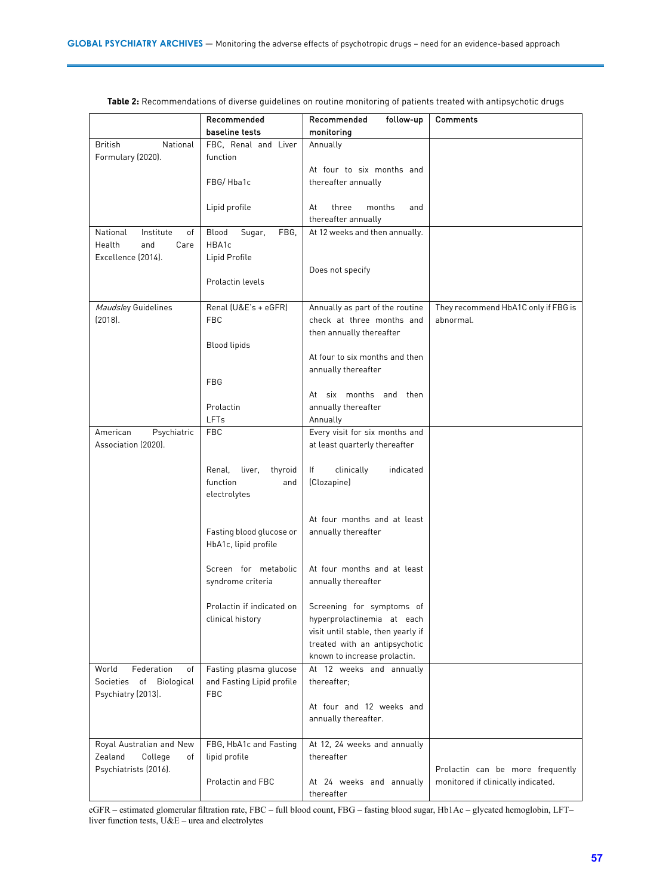**Table 2:** Recommendations of diverse guidelines on routine monitoring of patients treated with antipsychotic drugs

| | Recommended baseline tests | Recommended follow-up monitoring | Comments |
|---|---|---|---|
| British National Formulary (2020). | FBC, Renal and Liver function | Annually | |
| | FBG/ Hba1c | At four to six months and thereafter annually | |
| | Lipid profile | At three months and thereafter annually | |
| National Institute of Health and Care Excellence (2014). | Blood Sugar, FBG, HBA1c | At 12 weeks and then annually. | |
| | Lipid Profile | | |
| | Prolactin levels | Does not specify | |
| *Maudsley* Guidelines (2018). | Renal (U&E's + eGFR) FBC | Annually as part of the routine check at three months and then annually thereafter | They recommend HbA1C only if FBG is abnormal. |
| | Blood lipids | At four to six months and then annually thereafter | |
| | FBG | At six months and then annually thereafter | |
| | Prolactin | | |
| | LFTs | Annually | |
| American Psychiatric Association (2020). | FBC | Every visit for six months and at least quarterly thereafter | |
| | Renal, liver, thyroid function and electrolytes | If clinically indicated (Clozapine) | |
| | Fasting blood glucose or HbA1c, lipid profile | At four months and at least annually thereafter | |
| | Screen for metabolic syndrome criteria | At four months and at least annually thereafter | |
| | Prolactin if indicated on clinical history | Screening for symptoms of hyperprolactinemia at each visit until stable, then yearly if treated with an antipsychotic known to increase prolactin. | |
| World Federation of Societies of Biological Psychiatry (2013). | Fasting plasma glucose and Fasting Lipid profile | At 12 weeks and annually thereafter; | |
| | FBC | At four and 12 weeks and annually thereafter. | |
| Royal Australian and New Zealand College of Psychiatrists (2016). | FBG, HbA1c and Fasting lipid profile | At 12, 24 weeks and annually thereafter | |
| | Prolactin and FBC | At 24 weeks and annually thereafter | Prolactin can be more frequently monitored if clinically indicated. |

eGFR – estimated glomerular filtration rate, FBC – full blood count, FBG – fasting blood sugar, Hb1Ac – glycated hemoglobin, LFT– liver function tests, U&E – urea and electrolytes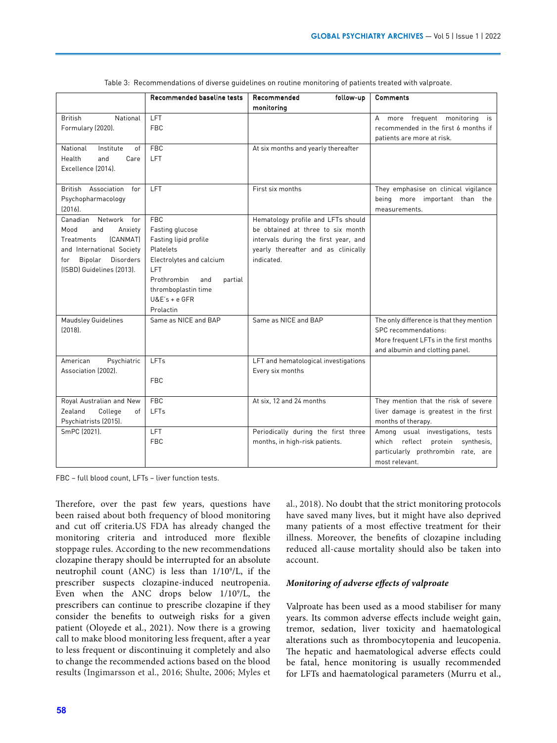Table 3: Recommendations of diverse guidelines on routine monitoring of patients treated with valproate.

| | Recommended baseline tests | Recommended follow-up monitoring | Comments |
|---|---|---|---|
| British National Formulary (2020). | LFT<br>FBC | | A more frequent monitoring is recommended in the first 6 months if patients are more at risk. |
| National Institute of Health and Care Excellence (2014). | FBC<br>LFT | At six months and yearly thereafter | |
| British Association for Psychopharmacology (2016). | LFT | First six months | They emphasise on clinical vigilance being more important than the measurements. |
| Canadian Network for Mood and Anxiety Treatments (CANMAT) and International Society for Bipolar Disorders (ISBD) Guidelines (2013). | FBC<br>Fasting glucose<br>Fasting lipid profile<br>Platelets<br>Electrolytes and calcium<br>LFT<br>Prothrombin and partial thromboplastin time<br>U&E's + e GFR<br>Prolactin | Hematology profile and LFTs should be obtained at three to six month intervals during the first year, and yearly thereafter and as clinically indicated. | |
| Maudsley Guidelines (2018). | Same as NICE and BAP | Same as NICE and BAP | The only difference is that they mention SPC recommendations:<br>More frequent LFTs in the first months and albumin and clotting panel. |
| American Psychiatric Association (2002). | LFTs<br><br>FBC | LFT and hematological investigations Every six months | |
| Royal Australian and New Zealand College of Psychiatrists (2015). | FBC<br>LFTs | At six, 12 and 24 months | They mention that the risk of severe liver damage is greatest in the first months of therapy. |
| SmPC (2021). | LFT<br>FBC | Periodically during the first three months, in high-risk patients. | Among usual investigations, tests which reflect protein synthesis, particularly prothrombin rate, are most relevant. |

FBC – full blood count, LFTs – liver function tests.

Therefore, over the past few years, questions have been raised about both frequency of blood monitoring and cut off criteria.US FDA has already changed the monitoring criteria and introduced more flexible stoppage rules. According to the new recommendations clozapine therapy should be interrupted for an absolute neutrophil count (ANC) is less than $1/10^9$/L, if the prescriber suspects clozapine-induced neutropenia. Even when the ANC drops below $1/10^9$/L, the prescribers can continue to prescribe clozapine if they consider the benefits to outweigh risks for a given patient (Oloyede et al., 2021). Now there is a growing call to make blood monitoring less frequent, after a year to less frequent or discontinuing it completely and also to change the recommended actions based on the blood results (Ingimarsson et al., 2016; Shulte, 2006; Myles et al., 2018). No doubt that the strict monitoring protocols have saved many lives, but it might have also deprived many patients of a most effective treatment for their illness. Moreover, the benefits of clozapine including reduced all-cause mortality should also be taken into account.

### *Monitoring of adverse effects of valproate*

Valproate has been used as a mood stabiliser for many years. Its common adverse effects include weight gain, tremor, sedation, liver toxicity and haematological alterations such as thrombocytopenia and leucopenia. The hepatic and haematological adverse effects could be fatal, hence monitoring is usually recommended for LFTs and haematological parameters (Murru et al.,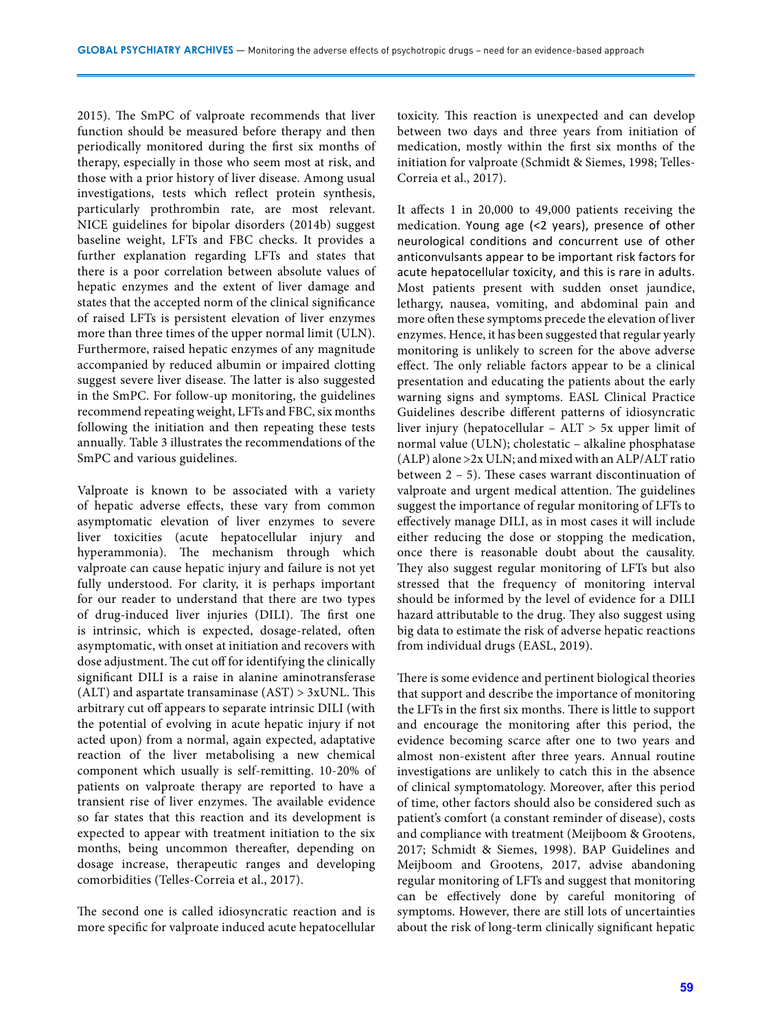2015). The SmPC of valproate recommends that liver function should be measured before therapy and then periodically monitored during the first six months of therapy, especially in those who seem most at risk, and those with a prior history of liver disease. Among usual investigations, tests which reflect protein synthesis, particularly prothrombin rate, are most relevant. NICE guidelines for bipolar disorders (2014b) suggest baseline weight, LFTs and FBC checks. It provides a further explanation regarding LFTs and states that there is a poor correlation between absolute values of hepatic enzymes and the extent of liver damage and states that the accepted norm of the clinical significance of raised LFTs is persistent elevation of liver enzymes more than three times of the upper normal limit (ULN). Furthermore, raised hepatic enzymes of any magnitude accompanied by reduced albumin or impaired clotting suggest severe liver disease. The latter is also suggested in the SmPC. For follow-up monitoring, the guidelines recommend repeating weight, LFTs and FBC, six months following the initiation and then repeating these tests annually. Table 3 illustrates the recommendations of the SmPC and various guidelines.

Valproate is known to be associated with a variety of hepatic adverse effects, these vary from common asymptomatic elevation of liver enzymes to severe liver toxicities (acute hepatocellular injury and hyperammonia). The mechanism through which valproate can cause hepatic injury and failure is not yet fully understood. For clarity, it is perhaps important for our reader to understand that there are two types of drug-induced liver injuries (DILI). The first one is intrinsic, which is expected, dosage-related, often asymptomatic, with onset at initiation and recovers with dose adjustment. The cut off for identifying the clinically significant DILI is a raise in alanine aminotransferase (ALT) and aspartate transaminase (AST) > 3xUNL. This arbitrary cut off appears to separate intrinsic DILI (with the potential of evolving in acute hepatic injury if not acted upon) from a normal, again expected, adaptative reaction of the liver metabolising a new chemical component which usually is self-remitting. 10-20% of patients on valproate therapy are reported to have a transient rise of liver enzymes. The available evidence so far states that this reaction and its development is expected to appear with treatment initiation to the six months, being uncommon thereafter, depending on dosage increase, therapeutic ranges and developing comorbidities (Telles-Correia et al., 2017).

The second one is called idiosyncratic reaction and is more specific for valproate induced acute hepatocellular toxicity. This reaction is unexpected and can develop between two days and three years from initiation of medication, mostly within the first six months of the initiation for valproate (Schmidt & Siemes, 1998; Telles-Correia et al., 2017).

It affects 1 in 20,000 to 49,000 patients receiving the medication. Young age (<2 years), presence of other neurological conditions and concurrent use of other anticonvulsants appear to be important risk factors for acute hepatocellular toxicity, and this is rare in adults. Most patients present with sudden onset jaundice, lethargy, nausea, vomiting, and abdominal pain and more often these symptoms precede the elevation of liver enzymes. Hence, it has been suggested that regular yearly monitoring is unlikely to screen for the above adverse effect. The only reliable factors appear to be a clinical presentation and educating the patients about the early warning signs and symptoms. EASL Clinical Practice Guidelines describe different patterns of idiosyncratic liver injury (hepatocellular – ALT > 5x upper limit of normal value (ULN); cholestatic – alkaline phosphatase (ALP) alone >2x ULN; and mixed with an ALP/ALT ratio between 2 – 5). These cases warrant discontinuation of valproate and urgent medical attention. The guidelines suggest the importance of regular monitoring of LFTs to effectively manage DILI, as in most cases it will include either reducing the dose or stopping the medication, once there is reasonable doubt about the causality. They also suggest regular monitoring of LFTs but also stressed that the frequency of monitoring interval should be informed by the level of evidence for a DILI hazard attributable to the drug. They also suggest using big data to estimate the risk of adverse hepatic reactions from individual drugs (EASL, 2019).

There is some evidence and pertinent biological theories that support and describe the importance of monitoring the LFTs in the first six months. There is little to support and encourage the monitoring after this period, the evidence becoming scarce after one to two years and almost non-existent after three years. Annual routine investigations are unlikely to catch this in the absence of clinical symptomatology. Moreover, after this period of time, other factors should also be considered such as patient's comfort (a constant reminder of disease), costs and compliance with treatment (Meijboom & Grootens, 2017; Schmidt & Siemes, 1998). BAP Guidelines and Meijboom and Grootens, 2017, advise abandoning regular monitoring of LFTs and suggest that monitoring can be effectively done by careful monitoring of symptoms. However, there are still lots of uncertainties about the risk of long-term clinically significant hepatic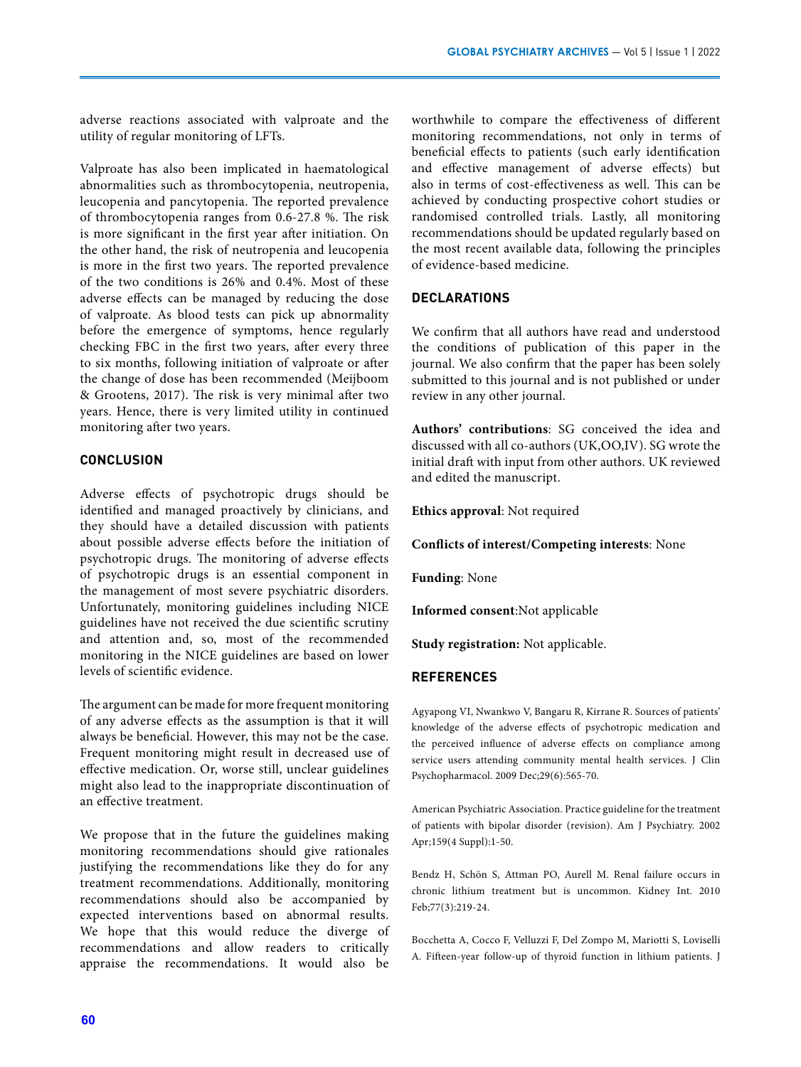adverse reactions associated with valproate and the utility of regular monitoring of LFTs.

Valproate has also been implicated in haematological abnormalities such as thrombocytopenia, neutropenia, leucopenia and pancytopenia. The reported prevalence of thrombocytopenia ranges from 0.6-27.8 %. The risk is more significant in the first year after initiation. On the other hand, the risk of neutropenia and leucopenia is more in the first two years. The reported prevalence of the two conditions is 26% and 0.4%. Most of these adverse effects can be managed by reducing the dose of valproate. As blood tests can pick up abnormality before the emergence of symptoms, hence regularly checking FBC in the first two years, after every three to six months, following initiation of valproate or after the change of dose has been recommended (Meijboom & Grootens, 2017). The risk is very minimal after two years. Hence, there is very limited utility in continued monitoring after two years.

## CONCLUSION

Adverse effects of psychotropic drugs should be identified and managed proactively by clinicians, and they should have a detailed discussion with patients about possible adverse effects before the initiation of psychotropic drugs. The monitoring of adverse effects of psychotropic drugs is an essential component in the management of most severe psychiatric disorders. Unfortunately, monitoring guidelines including NICE guidelines have not received the due scientific scrutiny and attention and, so, most of the recommended monitoring in the NICE guidelines are based on lower levels of scientific evidence.

The argument can be made for more frequent monitoring of any adverse effects as the assumption is that it will always be beneficial. However, this may not be the case. Frequent monitoring might result in decreased use of effective medication. Or, worse still, unclear guidelines might also lead to the inappropriate discontinuation of an effective treatment.

We propose that in the future the guidelines making monitoring recommendations should give rationales justifying the recommendations like they do for any treatment recommendations. Additionally, monitoring recommendations should also be accompanied by expected interventions based on abnormal results. We hope that this would reduce the diverge of recommendations and allow readers to critically appraise the recommendations. It would also be worthwhile to compare the effectiveness of different monitoring recommendations, not only in terms of beneficial effects to patients (such early identification and effective management of adverse effects) but also in terms of cost-effectiveness as well. This can be achieved by conducting prospective cohort studies or randomised controlled trials. Lastly, all monitoring recommendations should be updated regularly based on the most recent available data, following the principles of evidence-based medicine.

## DECLARATIONS

We confirm that all authors have read and understood the conditions of publication of this paper in the journal. We also confirm that the paper has been solely submitted to this journal and is not published or under review in any other journal.

**Authors' contributions**: SG conceived the idea and discussed with all co-authors (UK,OO,IV). SG wrote the initial draft with input from other authors. UK reviewed and edited the manuscript.

**Ethics approval**: Not required

**Conflicts of interest/Competing interests**: None

**Funding**: None

**Informed consent**:Not applicable

**Study registration:** Not applicable.

## REFERENCES

Agyapong VI, Nwankwo V, Bangaru R, Kirrane R. Sources of patients' knowledge of the adverse effects of psychotropic medication and the perceived influence of adverse effects on compliance among service users attending community mental health services. J Clin Psychopharmacol. 2009 Dec;29(6):565-70.

American Psychiatric Association. Practice guideline for the treatment of patients with bipolar disorder (revision). Am J Psychiatry. 2002 Apr;159(4 Suppl):1-50.

Bendz H, Schön S, Attman PO, Aurell M. Renal failure occurs in chronic lithium treatment but is uncommon. Kidney Int. 2010 Feb;77(3):219-24.

Bocchetta A, Cocco F, Velluzzi F, Del Zompo M, Mariotti S, Loviselli A. Fifteen-year follow-up of thyroid function in lithium patients. J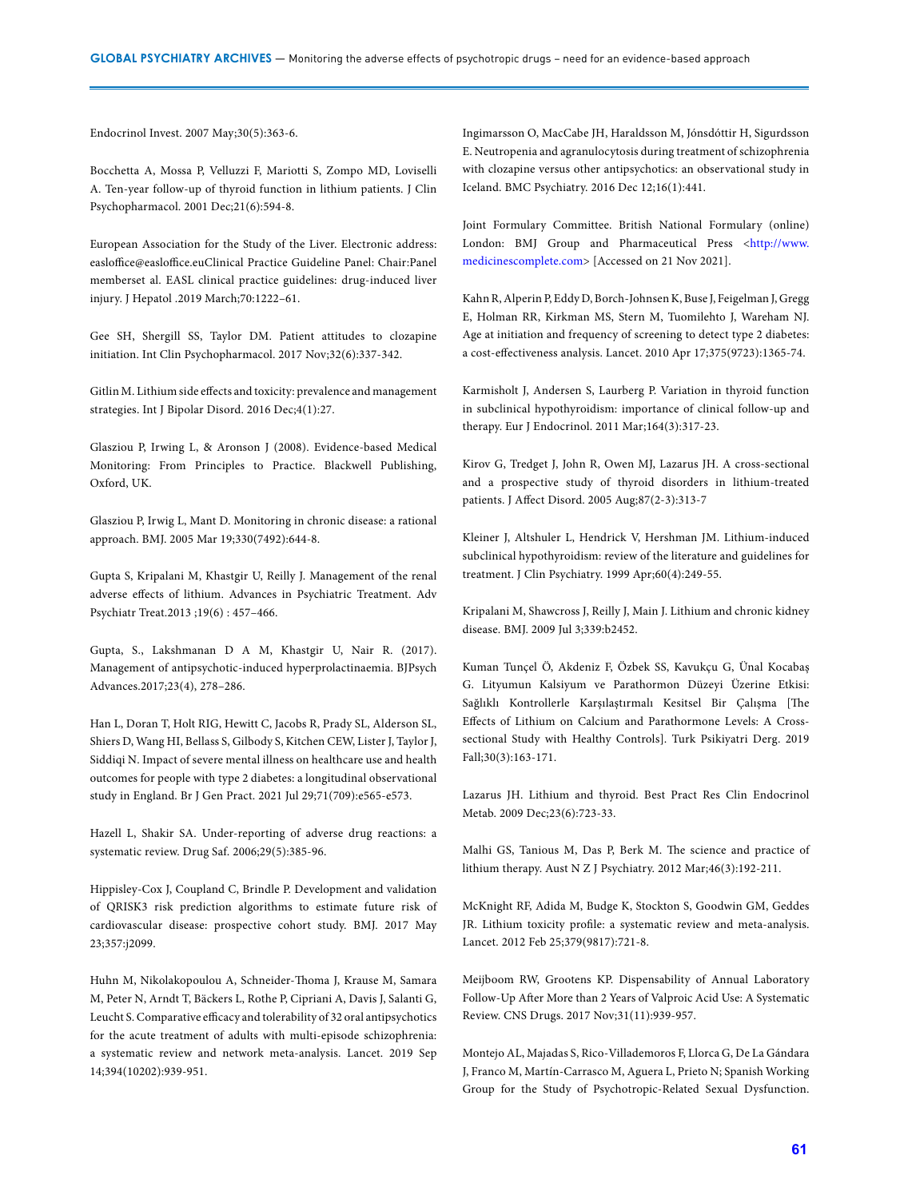Endocrinol Invest. 2007 May;30(5):363-6.

Bocchetta A, Mossa P, Velluzzi F, Mariotti S, Zompo MD, Loviselli A. Ten-year follow-up of thyroid function in lithium patients. J Clin Psychopharmacol. 2001 Dec;21(6):594-8.

European Association for the Study of the Liver. Electronic address: easloffice@easloffice.euClinical Practice Guideline Panel: Chair:Panel memberset al. EASL clinical practice guidelines: drug-induced liver injury. J Hepatol .2019 March;70:1222–61.

Gee SH, Shergill SS, Taylor DM. Patient attitudes to clozapine initiation. Int Clin Psychopharmacol. 2017 Nov;32(6):337-342.

Gitlin M. Lithium side effects and toxicity: prevalence and management strategies. Int J Bipolar Disord. 2016 Dec;4(1):27.

Glasziou P, Irwing L, & Aronson J (2008). Evidence-based Medical Monitoring: From Principles to Practice. Blackwell Publishing, Oxford, UK.

Glasziou P, Irwig L, Mant D. Monitoring in chronic disease: a rational approach. BMJ. 2005 Mar 19;330(7492):644-8.

Gupta S, Kripalani M, Khastgir U, Reilly J. Management of the renal adverse effects of lithium. Advances in Psychiatric Treatment. Adv Psychiatr Treat.2013 ;19(6) : 457–466.

Gupta, S., Lakshmanan D A M, Khastgir U, Nair R. (2017). Management of antipsychotic-induced hyperprolactinaemia. BJPsych Advances.2017;23(4), 278–286.

Han L, Doran T, Holt RIG, Hewitt C, Jacobs R, Prady SL, Alderson SL, Shiers D, Wang HI, Bellass S, Gilbody S, Kitchen CEW, Lister J, Taylor J, Siddiqi N. Impact of severe mental illness on healthcare use and health outcomes for people with type 2 diabetes: a longitudinal observational study in England. Br J Gen Pract. 2021 Jul 29;71(709):e565-e573.

Hazell L, Shakir SA. Under-reporting of adverse drug reactions: a systematic review. Drug Saf. 2006;29(5):385-96.

Hippisley-Cox J, Coupland C, Brindle P. Development and validation of QRISK3 risk prediction algorithms to estimate future risk of cardiovascular disease: prospective cohort study. BMJ. 2017 May 23;357:j2099.

Huhn M, Nikolakopoulou A, Schneider-Thoma J, Krause M, Samara M, Peter N, Arndt T, Bäckers L, Rothe P, Cipriani A, Davis J, Salanti G, Leucht S. Comparative efficacy and tolerability of 32 oral antipsychotics for the acute treatment of adults with multi-episode schizophrenia: a systematic review and network meta-analysis. Lancet. 2019 Sep 14;394(10202):939-951.

Ingimarsson O, MacCabe JH, Haraldsson M, Jónsdóttir H, Sigurdsson E. Neutropenia and agranulocytosis during treatment of schizophrenia with clozapine versus other antipsychotics: an observational study in Iceland. BMC Psychiatry. 2016 Dec 12;16(1):441.

Joint Formulary Committee. British National Formulary (online) London: BMJ Group and Pharmaceutical Press <http://www.medicinescomplete.com> [Accessed on 21 Nov 2021].

Kahn R, Alperin P, Eddy D, Borch-Johnsen K, Buse J, Feigelman J, Gregg E, Holman RR, Kirkman MS, Stern M, Tuomilehto J, Wareham NJ. Age at initiation and frequency of screening to detect type 2 diabetes: a cost-effectiveness analysis. Lancet. 2010 Apr 17;375(9723):1365-74.

Karmisholt J, Andersen S, Laurberg P. Variation in thyroid function in subclinical hypothyroidism: importance of clinical follow-up and therapy. Eur J Endocrinol. 2011 Mar;164(3):317-23.

Kirov G, Tredget J, John R, Owen MJ, Lazarus JH. A cross-sectional and a prospective study of thyroid disorders in lithium-treated patients. J Affect Disord. 2005 Aug;87(2-3):313-7

Kleiner J, Altshuler L, Hendrick V, Hershman JM. Lithium-induced subclinical hypothyroidism: review of the literature and guidelines for treatment. J Clin Psychiatry. 1999 Apr;60(4):249-55.

Kripalani M, Shawcross J, Reilly J, Main J. Lithium and chronic kidney disease. BMJ. 2009 Jul 3;339:b2452.

Kuman Tunçel Ö, Akdeniz F, Özbek SS, Kavukçu G, Ünal Kocabaş G. Lityumun Kalsiyum ve Parathormon Düzeyi Üzerine Etkisi: Sağlıklı Kontrollerle Karşılaştırmalı Kesitsel Bir Çalışma [The Effects of Lithium on Calcium and Parathormone Levels: A Cross-sectional Study with Healthy Controls]. Turk Psikiyatri Derg. 2019 Fall;30(3):163-171.

Lazarus JH. Lithium and thyroid. Best Pract Res Clin Endocrinol Metab. 2009 Dec;23(6):723-33.

Malhi GS, Tanious M, Das P, Berk M. The science and practice of lithium therapy. Aust N Z J Psychiatry. 2012 Mar;46(3):192-211.

McKnight RF, Adida M, Budge K, Stockton S, Goodwin GM, Geddes JR. Lithium toxicity profile: a systematic review and meta-analysis. Lancet. 2012 Feb 25;379(9817):721-8.

Meijboom RW, Grootens KP. Dispensability of Annual Laboratory Follow-Up After More than 2 Years of Valproic Acid Use: A Systematic Review. CNS Drugs. 2017 Nov;31(11):939-957.

Montejo AL, Majadas S, Rico-Villademoros F, Llorca G, De La Gándara J, Franco M, Martín-Carrasco M, Aguera L, Prieto N; Spanish Working Group for the Study of Psychotropic-Related Sexual Dysfunction.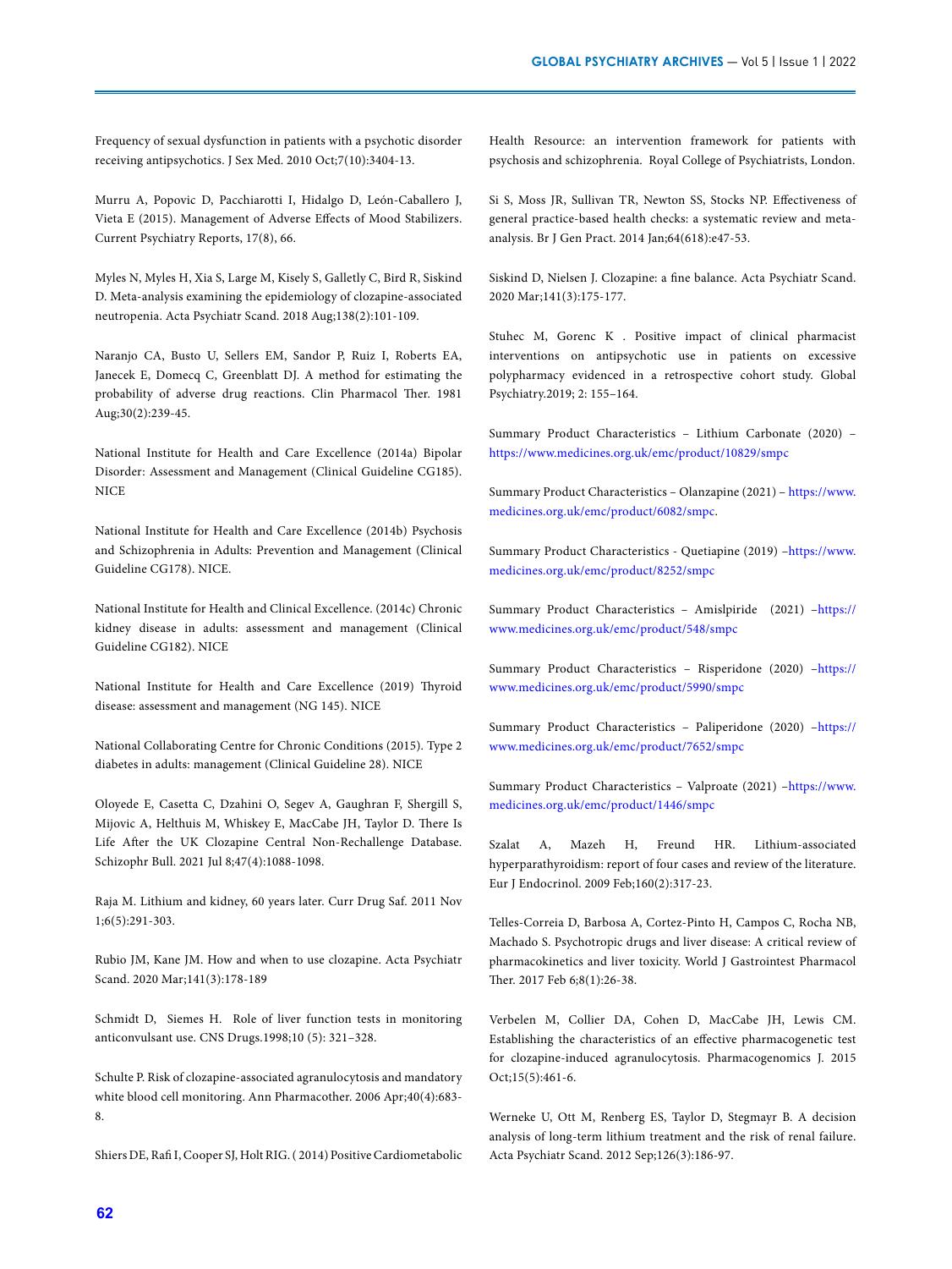Frequency of sexual dysfunction in patients with a psychotic disorder receiving antipsychotics. J Sex Med. 2010 Oct;7(10):3404-13.

Murru A, Popovic D, Pacchiarotti I, Hidalgo D, León-Caballero J, Vieta E (2015). Management of Adverse Effects of Mood Stabilizers. Current Psychiatry Reports, 17(8), 66.

Myles N, Myles H, Xia S, Large M, Kisely S, Galletly C, Bird R, Siskind D. Meta-analysis examining the epidemiology of clozapine-associated neutropenia. Acta Psychiatr Scand. 2018 Aug;138(2):101-109.

Naranjo CA, Busto U, Sellers EM, Sandor P, Ruiz I, Roberts EA, Janecek E, Domecq C, Greenblatt DJ. A method for estimating the probability of adverse drug reactions. Clin Pharmacol Ther. 1981 Aug;30(2):239-45.

National Institute for Health and Care Excellence (2014a) Bipolar Disorder: Assessment and Management (Clinical Guideline CG185). NICE

National Institute for Health and Care Excellence (2014b) Psychosis and Schizophrenia in Adults: Prevention and Management (Clinical Guideline CG178). NICE.

National Institute for Health and Clinical Excellence. (2014c) Chronic kidney disease in adults: assessment and management (Clinical Guideline CG182). NICE

National Institute for Health and Care Excellence (2019) Thyroid disease: assessment and management (NG 145). NICE

National Collaborating Centre for Chronic Conditions (2015). Type 2 diabetes in adults: management (Clinical Guideline 28). NICE

Oloyede E, Casetta C, Dzahini O, Segev A, Gaughran F, Shergill S, Mijovic A, Helthuis M, Whiskey E, MacCabe JH, Taylor D. There Is Life After the UK Clozapine Central Non-Rechallenge Database. Schizophr Bull. 2021 Jul 8;47(4):1088-1098.

Raja M. Lithium and kidney, 60 years later. Curr Drug Saf. 2011 Nov 1;6(5):291-303.

Rubio JM, Kane JM. How and when to use clozapine. Acta Psychiatr Scand. 2020 Mar;141(3):178-189

Schmidt D, Siemes H. Role of liver function tests in monitoring anticonvulsant use. CNS Drugs.1998;10 (5): 321–328.

Schulte P. Risk of clozapine-associated agranulocytosis and mandatory white blood cell monitoring. Ann Pharmacother. 2006 Apr;40(4):683-8.

Shiers DE, Rafi I, Cooper SJ, Holt RIG. ( 2014) Positive Cardiometabolic Health Resource: an intervention framework for patients with psychosis and schizophrenia. Royal College of Psychiatrists, London.

Si S, Moss JR, Sullivan TR, Newton SS, Stocks NP. Effectiveness of general practice-based health checks: a systematic review and meta-analysis. Br J Gen Pract. 2014 Jan;64(618):e47-53.

Siskind D, Nielsen J. Clozapine: a fine balance. Acta Psychiatr Scand. 2020 Mar;141(3):175-177.

Stuhec M, Gorenc K . Positive impact of clinical pharmacist interventions on antipsychotic use in patients on excessive polypharmacy evidenced in a retrospective cohort study. Global Psychiatry.2019; 2: 155–164.

Summary Product Characteristics – Lithium Carbonate (2020) – https://www.medicines.org.uk/emc/product/10829/smpc

Summary Product Characteristics – Olanzapine (2021) – https://www.medicines.org.uk/emc/product/6082/smpc.

Summary Product Characteristics - Quetiapine (2019) –https://www.medicines.org.uk/emc/product/8252/smpc

Summary Product Characteristics – Amislpiride (2021) –https://www.medicines.org.uk/emc/product/548/smpc

Summary Product Characteristics – Risperidone (2020) –https://www.medicines.org.uk/emc/product/5990/smpc

Summary Product Characteristics – Paliperidone (2020) –https://www.medicines.org.uk/emc/product/7652/smpc

Summary Product Characteristics – Valproate (2021) –https://www.medicines.org.uk/emc/product/1446/smpc

Szalat A, Mazeh H, Freund HR. Lithium-associated hyperparathyroidism: report of four cases and review of the literature. Eur J Endocrinol. 2009 Feb;160(2):317-23.

Telles-Correia D, Barbosa A, Cortez-Pinto H, Campos C, Rocha NB, Machado S. Psychotropic drugs and liver disease: A critical review of pharmacokinetics and liver toxicity. World J Gastrointest Pharmacol Ther. 2017 Feb 6;8(1):26-38.

Verbelen M, Collier DA, Cohen D, MacCabe JH, Lewis CM. Establishing the characteristics of an effective pharmacogenetic test for clozapine-induced agranulocytosis. Pharmacogenomics J. 2015 Oct;15(5):461-6.

Werneke U, Ott M, Renberg ES, Taylor D, Stegmayr B. A decision analysis of long-term lithium treatment and the risk of renal failure. Acta Psychiatr Scand. 2012 Sep;126(3):186-97.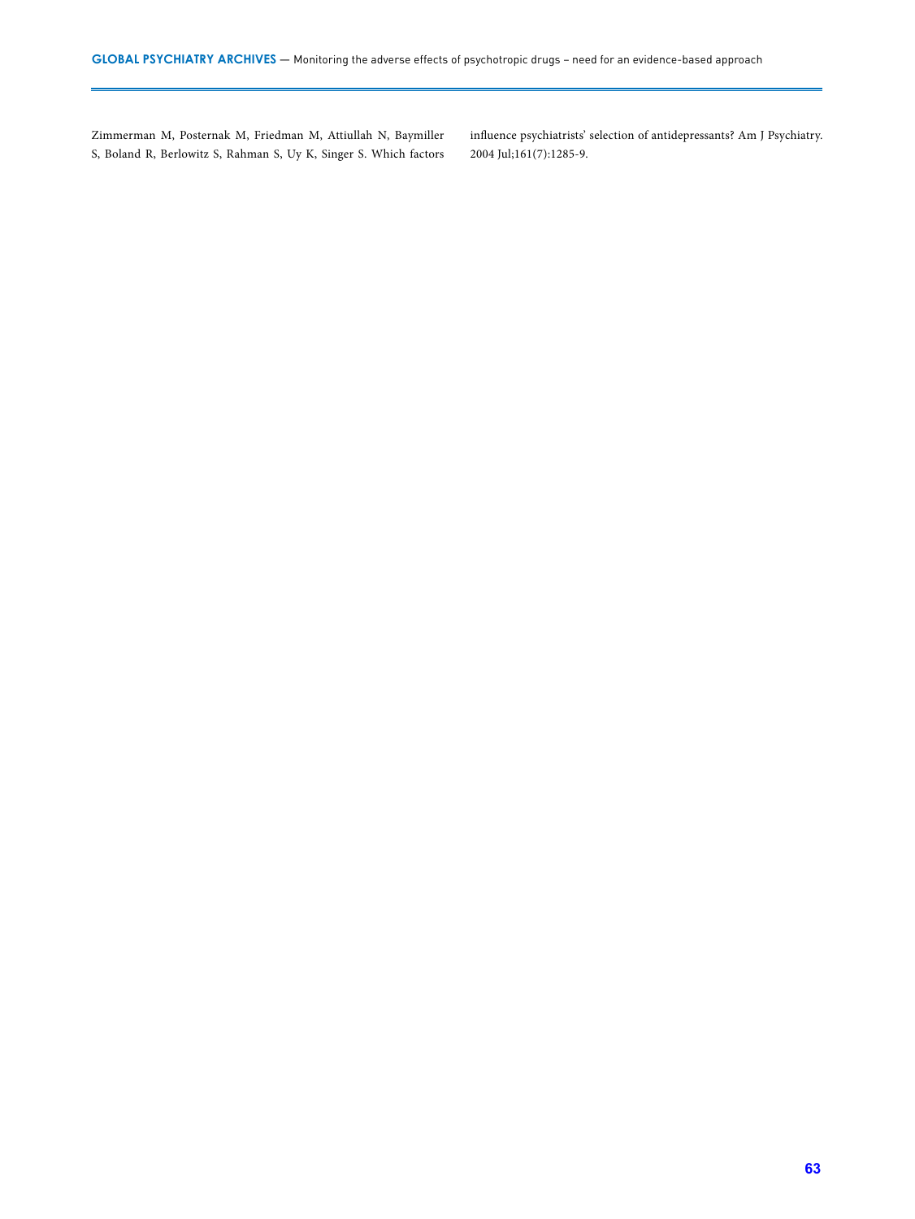Zimmerman M, Posternak M, Friedman M, Attiullah N, Baymiller S, Boland R, Berlowitz S, Rahman S, Uy K, Singer S. Which factors influence psychiatrists' selection of antidepressants? Am J Psychiatry. 2004 Jul;161(7):1285-9.